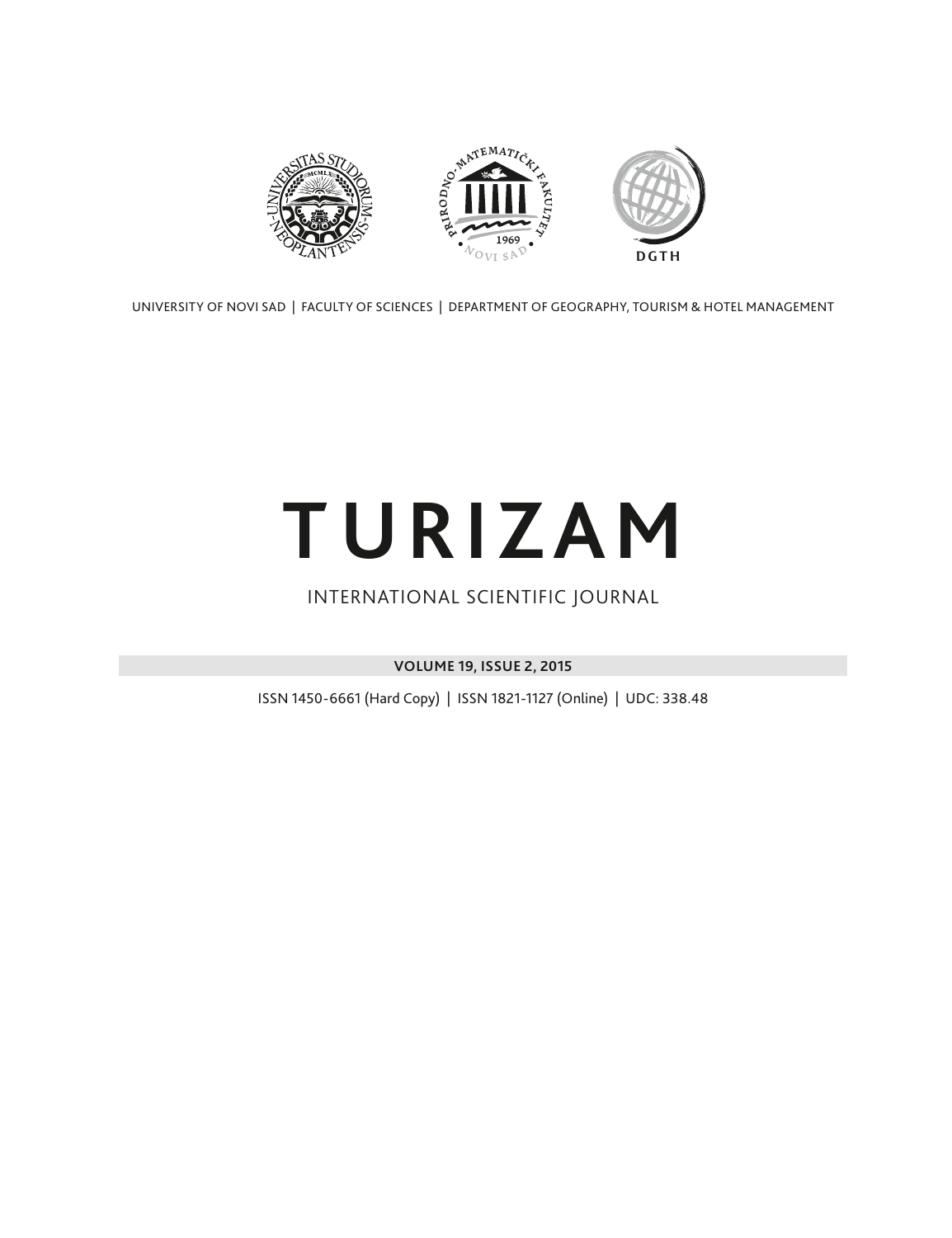UNIVERSITY OF NOVI SAD | FACULTY OF SCIENCES | DEPARTMENT OF GEOGRAPHY, TOURISM & HOTEL MANAGEMENT

# TURIZAM

INTERNATIONAL SCIENTIFIC JOURNAL

**VOLUME 19, ISSUE 2, 2015**

ISSN 1450-6661 (Hard Copy) | ISSN 1821-1127 (Online) | UDC: 338.48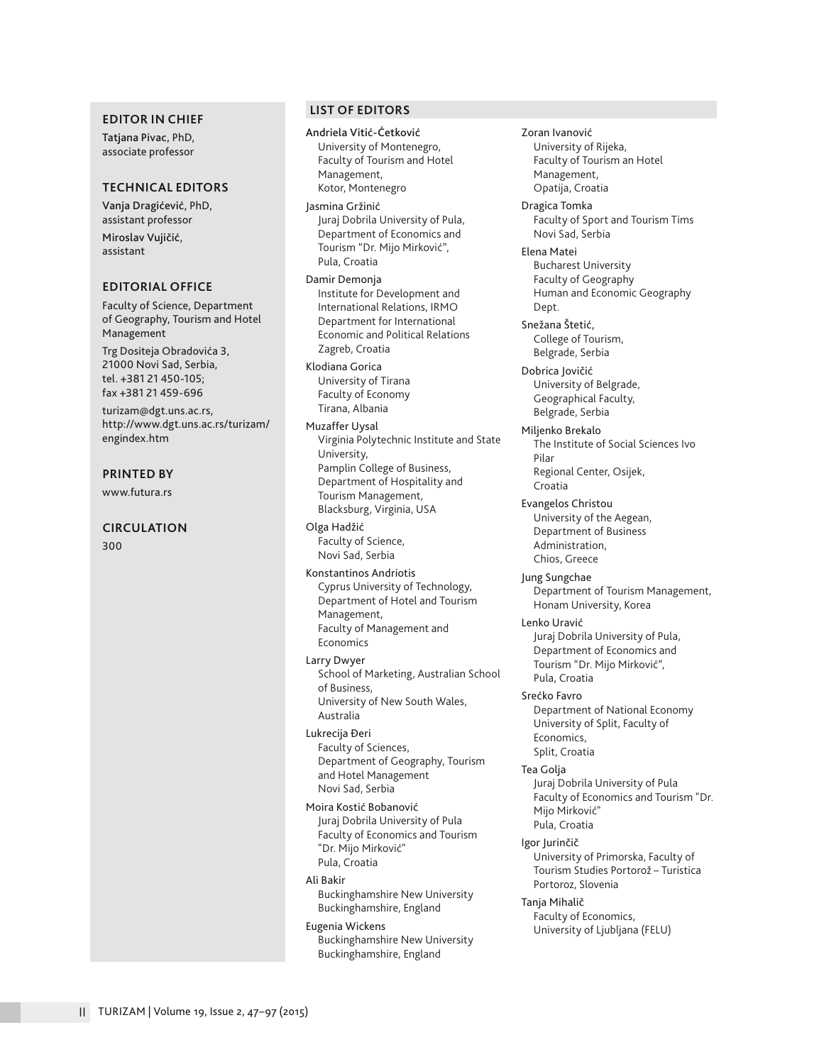## EDITOR IN CHIEF

**Tatjana Pivac**, PhD,
associate professor

## TECHNICAL EDITORS

**Vanja Dragićević**, PhD,
assistant professor

**Miroslav Vujičić**,
assistant

## EDITORIAL OFFICE

Faculty of Science, Department of Geography, Tourism and Hotel Management

Trg Dositeja Obradovića 3,
21000 Novi Sad, Serbia,
tel. +381 21 450-105;
fax +381 21 459-696

turizam@dgt.uns.ac.rs,
http://www.dgt.uns.ac.rs/turizam/engindex.htm

## PRINTED BY

www.futura.rs

## CIRCULATION

300

## LIST OF EDITORS

Andriela Vitić-Ćetković
University of Montenegro,
Faculty of Tourism and Hotel Management,
Kotor, Montenegro

Jasmina Gržinić
Juraj Dobrila University of Pula,
Department of Economics and Tourism "Dr. Mijo Mirković",
Pula, Croatia

Damir Demonja
Institute for Development and International Relations, IRMO
Department for International Economic and Political Relations
Zagreb, Croatia

Klodiana Gorica
University of Tirana
Faculty of Economy
Tirana, Albania

Muzaffer Uysal
Virginia Polytechnic Institute and State University,
Pamplin College of Business,
Department of Hospitality and Tourism Management,
Blacksburg, Virginia, USA

Olga Hadžić
Faculty of Science,
Novi Sad, Serbia

Konstantinos Andriotis
Cyprus University of Technology,
Department of Hotel and Tourism Management,
Faculty of Management and Economics

Larry Dwyer
School of Marketing, Australian School of Business,
University of New South Wales,
Australia

Lukrecija Đeri
Faculty of Sciences,
Department of Geography, Tourism and Hotel Management
Novi Sad, Serbia

Moira Kostić Bobanović
Juraj Dobrila University of Pula
Faculty of Economics and Tourism "Dr. Mijo Mirković"
Pula, Croatia

Ali Bakir
Buckinghamshire New University
Buckinghamshire, England

Eugenia Wickens
Buckinghamshire New University
Buckinghamshire, England

Zoran Ivanović
University of Rijeka,
Faculty of Tourism an Hotel Management,
Opatija, Croatia

Dragica Tomka
Faculty of Sport and Tourism Tims
Novi Sad, Serbia

Elena Matei
Bucharest University
Faculty of Geography
Human and Economic Geography Dept.

Snežana Štetić,
College of Tourism,
Belgrade, Serbia

Dobrica Jovičić
University of Belgrade,
Geographical Faculty,
Belgrade, Serbia

Miljenko Brekalo
The Institute of Social Sciences Ivo Pilar
Regional Center, Osijek,
Croatia

Evangelos Christou
University of the Aegean,
Department of Business Administration,
Chios, Greece

Jung Sungchae
Department of Tourism Management,
Honam University, Korea

Lenko Uravić
Juraj Dobrila University of Pula,
Department of Economics and Tourism "Dr. Mijo Mirković",
Pula, Croatia

Srećko Favro
Department of National Economy
University of Split, Faculty of Economics,
Split, Croatia

Tea Golja
Juraj Dobrila University of Pula
Faculty of Economics and Tourism "Dr. Mijo Mirković"
Pula, Croatia

Igor Jurinčič
University of Primorska, Faculty of Tourism Studies Portorož – Turistica
Portoroz, Slovenia

Tanja Mihalič
Faculty of Economics,
University of Ljubljana (FELU)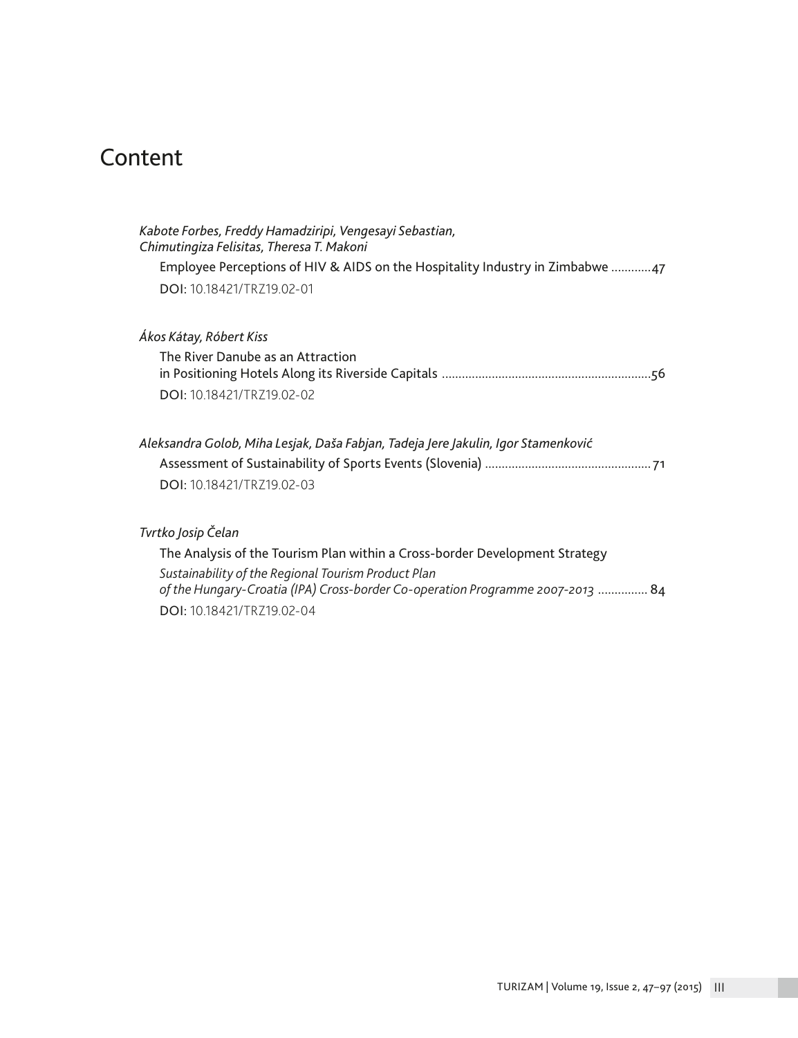# Content

*Kabote Forbes, Freddy Hamadziripi, Vengesayi Sebastian, Chimutingiza Felisitas, Theresa T. Makoni*

Employee Perceptions of HIV & AIDS on the Hospitality Industry in Zimbabwe ............47

DOI: 10.18421/TRZ19.02-01

*Ákos Kátay, Róbert Kiss*

The River Danube as an Attraction in Positioning Hotels Along its Riverside Capitals ..............................................................56

DOI: 10.18421/TRZ19.02-02

*Aleksandra Golob, Miha Lesjak, Daša Fabjan, Tadeja Jere Jakulin, Igor Stamenković*

Assessment of Sustainability of Sports Events (Slovenia) .................................................71

DOI: 10.18421/TRZ19.02-03

*Tvrtko Josip Čelan*

The Analysis of the Tourism Plan within a Cross-border Development Strategy

*Sustainability of the Regional Tourism Product Plan of the Hungary-Croatia (IPA) Cross-border Co-operation Programme 2007-2013* ............... 84

DOI: 10.18421/TRZ19.02-04